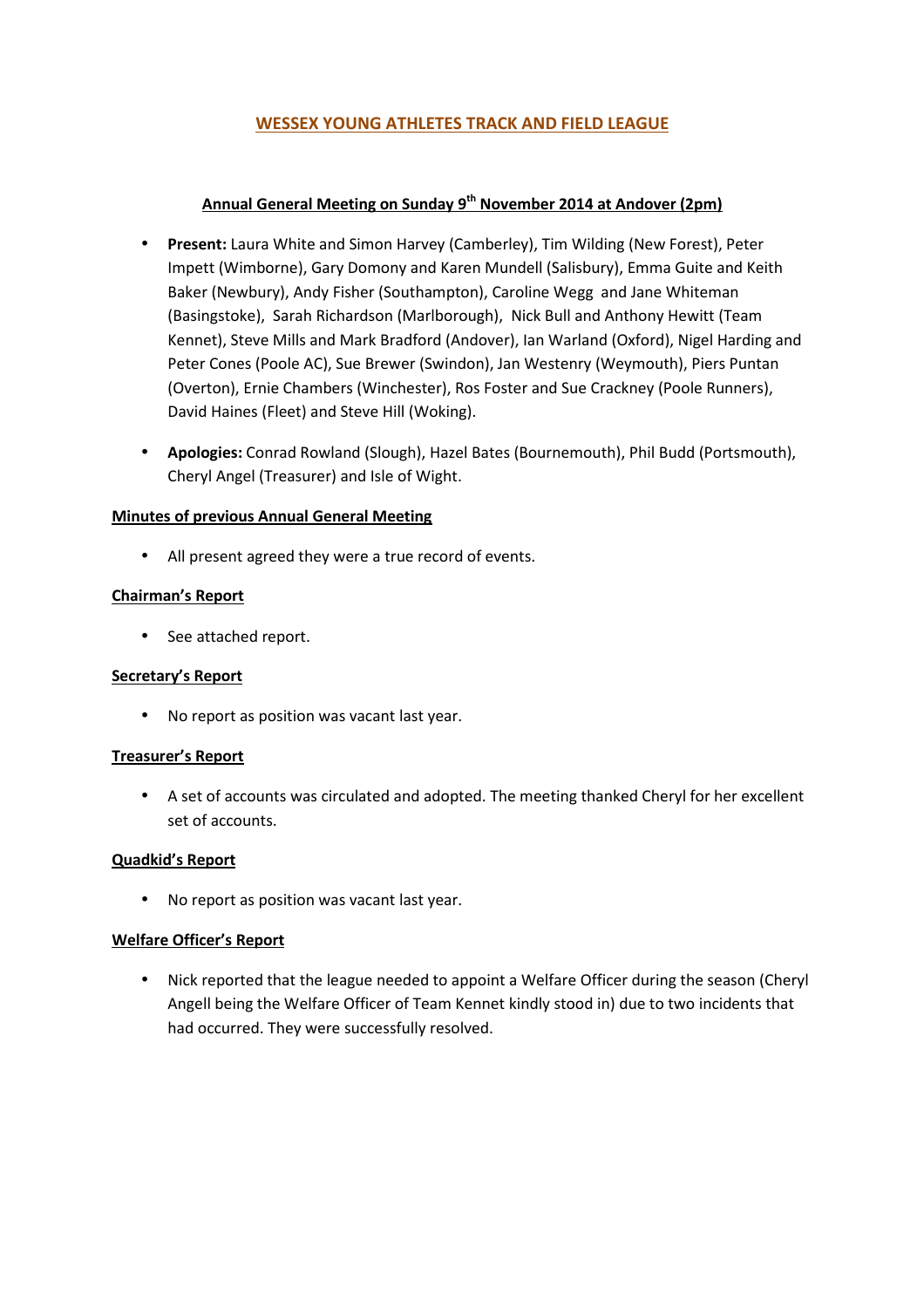# WESSEX YOUNG ATHLETES TRACK AND FIELD LEAGUE

## Annual General Meeting on Sunday 9th November 2014 at Andover (2pm)

- **Present:** Laura White and Simon Harvey (Camberley), Tim Wilding (New Forest), Peter Impett (Wimborne), Gary Domony and Karen Mundell (Salisbury), Emma Guite and Keith Baker (Newbury), Andy Fisher (Southampton), Caroline Wegg and Jane Whiteman (Basingstoke), Sarah Richardson (Marlborough), Nick Bull and Anthony Hewitt (Team Kennet), Steve Mills and Mark Bradford (Andover), Ian Warland (Oxford), Nigel Harding and Peter Cones (Poole AC), Sue Brewer (Swindon), Jan Westenry (Weymouth), Piers Puntan (Overton), Ernie Chambers (Winchester), Ros Foster and Sue Crackney (Poole Runners), David Haines (Fleet) and Steve Hill (Woking).

- **Apologies:** Conrad Rowland (Slough), Hazel Bates (Bournemouth), Phil Budd (Portsmouth), Cheryl Angel (Treasurer) and Isle of Wight.

### Minutes of previous Annual General Meeting

- All present agreed they were a true record of events.

### Chairman's Report

- See attached report.

### Secretary's Report

- No report as position was vacant last year.

### Treasurer's Report

- A set of accounts was circulated and adopted. The meeting thanked Cheryl for her excellent set of accounts.

### Quadkid's Report

- No report as position was vacant last year.

### Welfare Officer's Report

- Nick reported that the league needed to appoint a Welfare Officer during the season (Cheryl Angell being the Welfare Officer of Team Kennet kindly stood in) due to two incidents that had occurred. They were successfully resolved.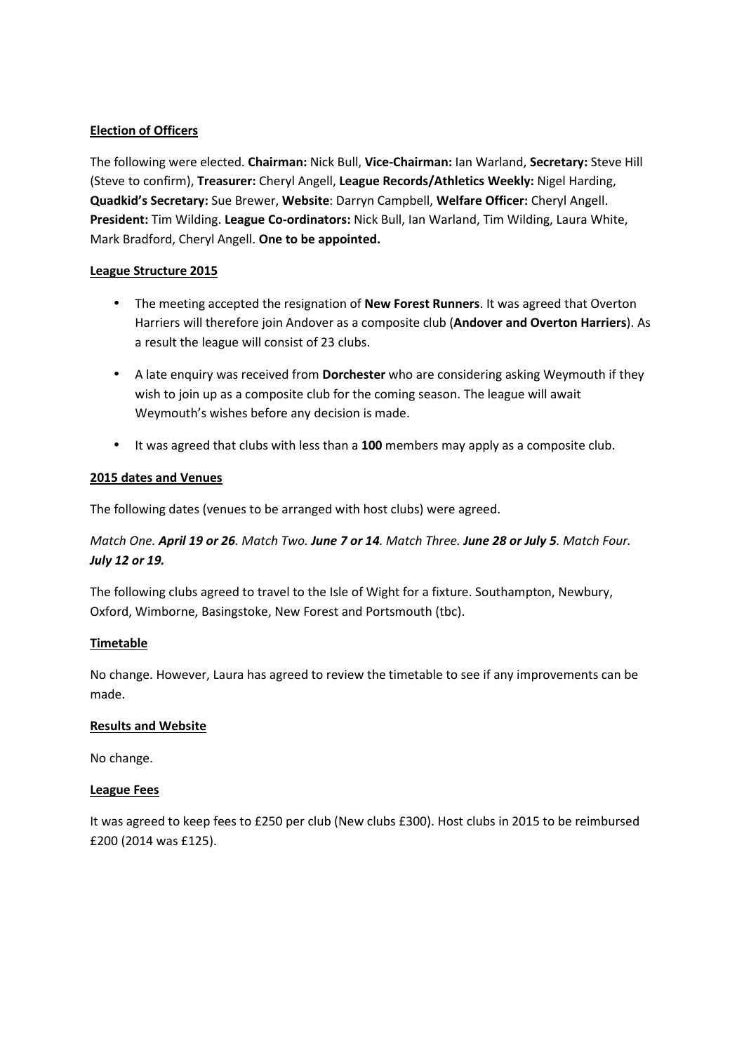**Election of Officers**

The following were elected. **Chairman:** Nick Bull, **Vice-Chairman:** Ian Warland, **Secretary:** Steve Hill (Steve to confirm), **Treasurer:** Cheryl Angell, **League Records/Athletics Weekly:** Nigel Harding, **Quadkid's Secretary:** Sue Brewer, **Website**: Darryn Campbell, **Welfare Officer:** Cheryl Angell. **President:** Tim Wilding. **League Co-ordinators:** Nick Bull, Ian Warland, Tim Wilding, Laura White, Mark Bradford, Cheryl Angell. **One to be appointed.**

**League Structure 2015**

- The meeting accepted the resignation of **New Forest Runners**. It was agreed that Overton Harriers will therefore join Andover as a composite club (**Andover and Overton Harriers**). As a result the league will consist of 23 clubs.
- A late enquiry was received from **Dorchester** who are considering asking Weymouth if they wish to join up as a composite club for the coming season. The league will await Weymouth's wishes before any decision is made.
- It was agreed that clubs with less than a **100** members may apply as a composite club.

**2015 dates and Venues**

The following dates (venues to be arranged with host clubs) were agreed.

*Match One. **April 19 or 26**. Match Two. **June 7 or 14**. Match Three. **June 28 or July 5**. Match Four. **July 12 or 19.***

The following clubs agreed to travel to the Isle of Wight for a fixture. Southampton, Newbury, Oxford, Wimborne, Basingstoke, New Forest and Portsmouth (tbc).

**Timetable**

No change. However, Laura has agreed to review the timetable to see if any improvements can be made.

**Results and Website**

No change.

**League Fees**

It was agreed to keep fees to £250 per club (New clubs £300). Host clubs in 2015 to be reimbursed £200 (2014 was £125).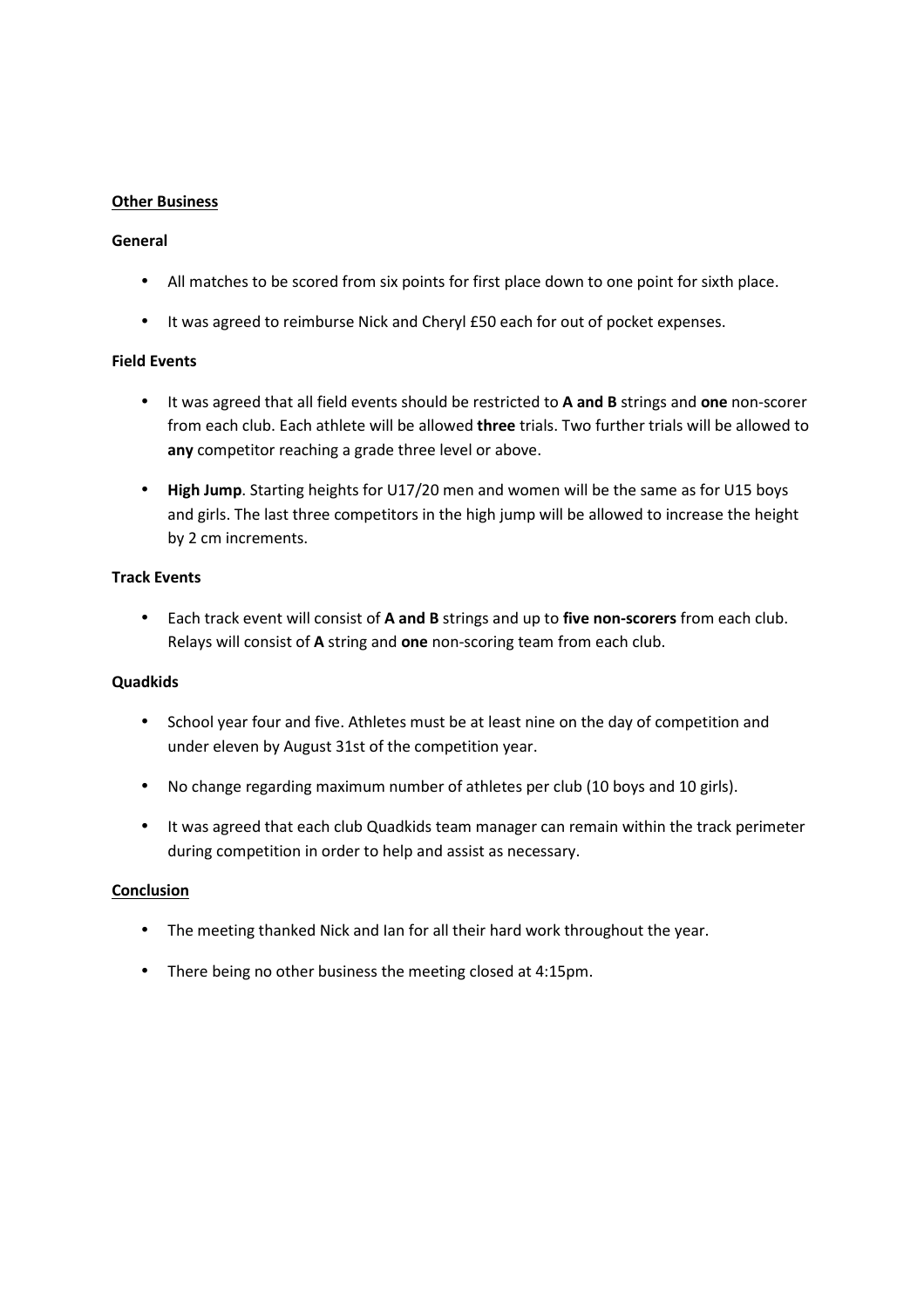## Other Business

### General

- All matches to be scored from six points for first place down to one point for sixth place.
- It was agreed to reimburse Nick and Cheryl £50 each for out of pocket expenses.

### Field Events

- It was agreed that all field events should be restricted to **A and B** strings and **one** non-scorer from each club. Each athlete will be allowed **three** trials. Two further trials will be allowed to **any** competitor reaching a grade three level or above.
- **High Jump**. Starting heights for U17/20 men and women will be the same as for U15 boys and girls. The last three competitors in the high jump will be allowed to increase the height by 2 cm increments.

### Track Events

- Each track event will consist of **A and B** strings and up to **five non-scorers** from each club. Relays will consist of **A** string and **one** non-scoring team from each club.

### Quadkids

- School year four and five. Athletes must be at least nine on the day of competition and under eleven by August 31st of the competition year.
- No change regarding maximum number of athletes per club (10 boys and 10 girls).
- It was agreed that each club Quadkids team manager can remain within the track perimeter during competition in order to help and assist as necessary.

## Conclusion

- The meeting thanked Nick and Ian for all their hard work throughout the year.
- There being no other business the meeting closed at 4:15pm.